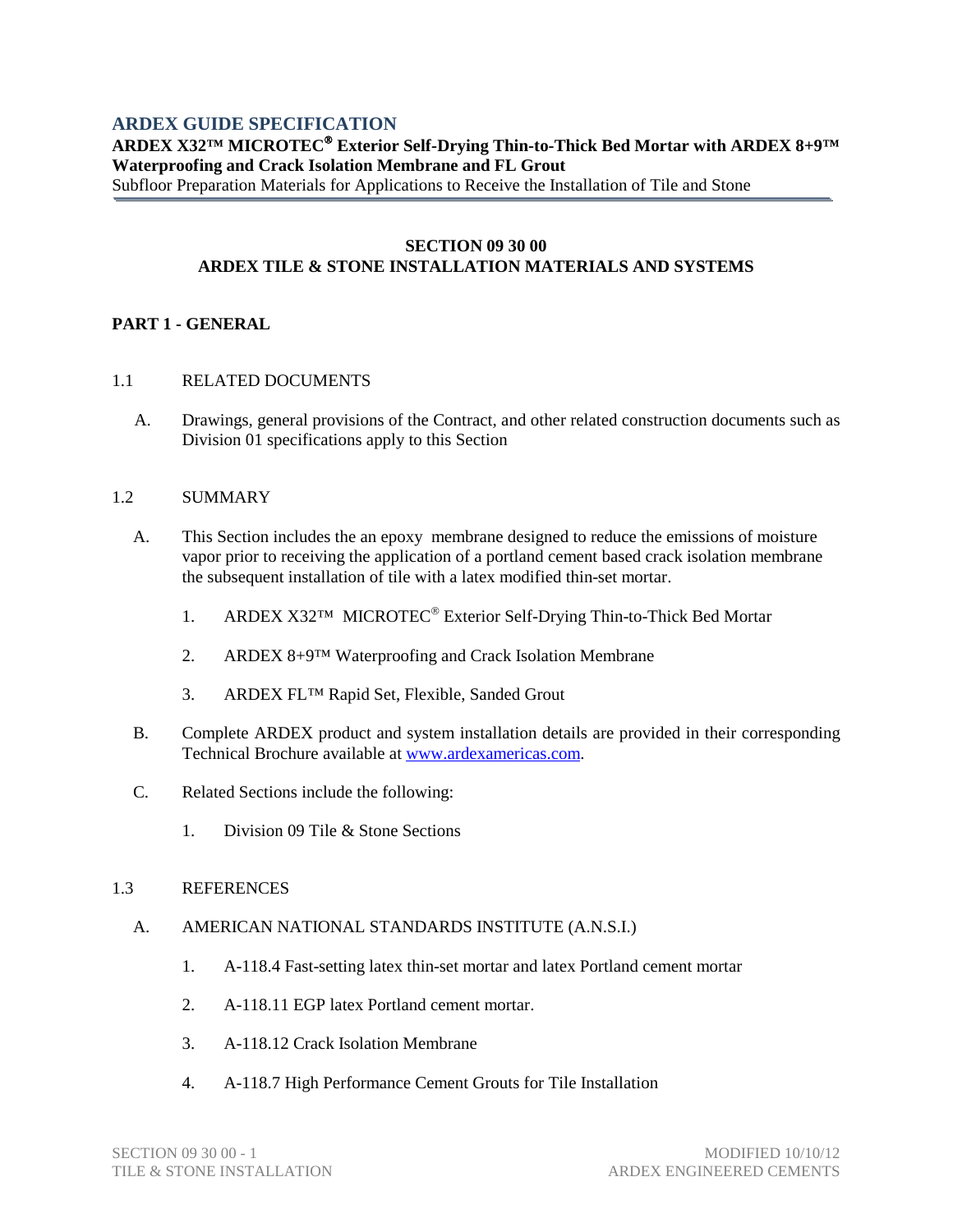## ARDEX GUIDE SPECIFICATION

**ARDEX X32™ MICROTEC® Exterior Self-Drying Thin-to-Thick Bed Mortar with ARDEX 8+9™ Waterproofing and Crack Isolation Membrane and FL Grout**

Subfloor Preparation Materials for Applications to Receive the Installation of Tile and Stone

---

**SECTION 09 30 00**
**ARDEX TILE & STONE INSTALLATION MATERIALS AND SYSTEMS**

### PART 1 - GENERAL

1.1 RELATED DOCUMENTS

A. Drawings, general provisions of the Contract, and other related construction documents such as Division 01 specifications apply to this Section

1.2 SUMMARY

A. This Section includes the an epoxy membrane designed to reduce the emissions of moisture vapor prior to receiving the application of a portland cement based crack isolation membrane the subsequent installation of tile with a latex modified thin-set mortar.

1. ARDEX X32™ MICROTEC® Exterior Self-Drying Thin-to-Thick Bed Mortar
2. ARDEX 8+9™ Waterproofing and Crack Isolation Membrane
3. ARDEX FL™ Rapid Set, Flexible, Sanded Grout

B. Complete ARDEX product and system installation details are provided in their corresponding Technical Brochure available at www.ardexamericas.com.

C. Related Sections include the following:

1. Division 09 Tile & Stone Sections

1.3 REFERENCES

A. AMERICAN NATIONAL STANDARDS INSTITUTE (A.N.S.I.)

1. A-118.4 Fast-setting latex thin-set mortar and latex Portland cement mortar
2. A-118.11 EGP latex Portland cement mortar.
3. A-118.12 Crack Isolation Membrane
4. A-118.7 High Performance Cement Grouts for Tile Installation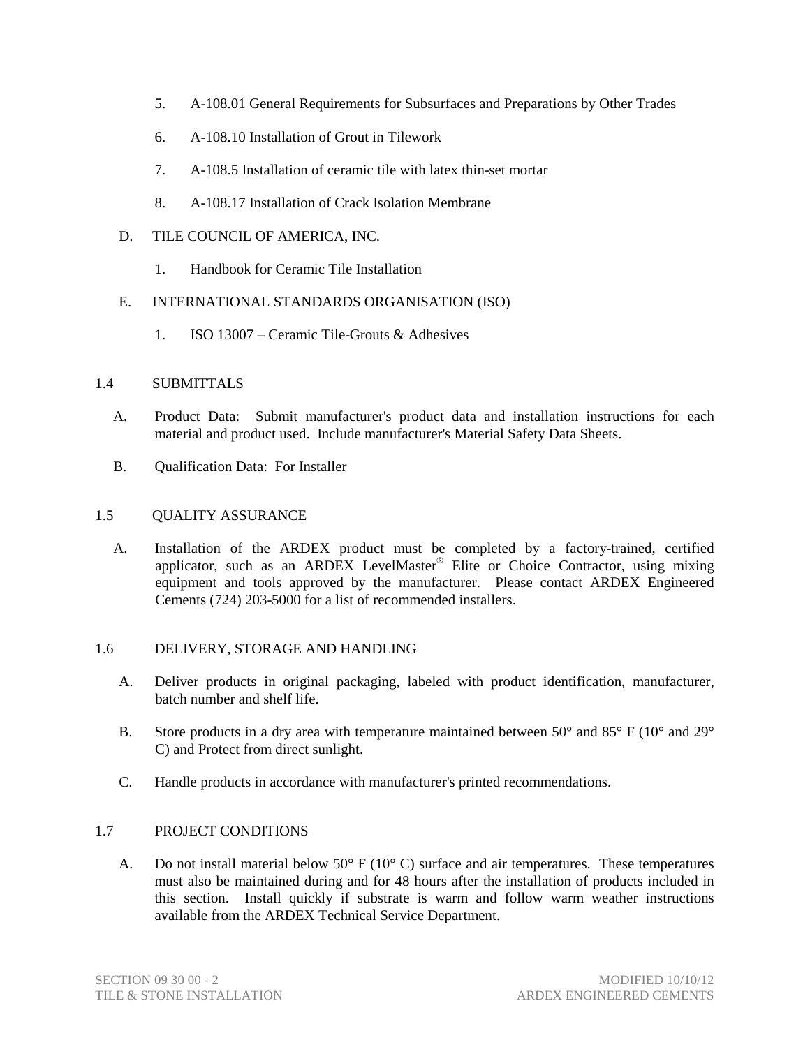5. A-108.01 General Requirements for Subsurfaces and Preparations by Other Trades

6. A-108.10 Installation of Grout in Tilework

7. A-108.5 Installation of ceramic tile with latex thin-set mortar

8. A-108.17 Installation of Crack Isolation Membrane

D. TILE COUNCIL OF AMERICA, INC.

1. Handbook for Ceramic Tile Installation

E. INTERNATIONAL STANDARDS ORGANISATION (ISO)

1. ISO 13007 – Ceramic Tile-Grouts & Adhesives

## 1.4 SUBMITTALS

A. Product Data: Submit manufacturer's product data and installation instructions for each material and product used. Include manufacturer's Material Safety Data Sheets.

B. Qualification Data: For Installer

## 1.5 QUALITY ASSURANCE

A. Installation of the ARDEX product must be completed by a factory-trained, certified applicator, such as an ARDEX LevelMaster® Elite or Choice Contractor, using mixing equipment and tools approved by the manufacturer. Please contact ARDEX Engineered Cements (724) 203-5000 for a list of recommended installers.

## 1.6 DELIVERY, STORAGE AND HANDLING

A. Deliver products in original packaging, labeled with product identification, manufacturer, batch number and shelf life.

B. Store products in a dry area with temperature maintained between 50° and 85° F (10° and 29° C) and Protect from direct sunlight.

C. Handle products in accordance with manufacturer's printed recommendations.

## 1.7 PROJECT CONDITIONS

A. Do not install material below 50° F (10° C) surface and air temperatures. These temperatures must also be maintained during and for 48 hours after the installation of products included in this section. Install quickly if substrate is warm and follow warm weather instructions available from the ARDEX Technical Service Department.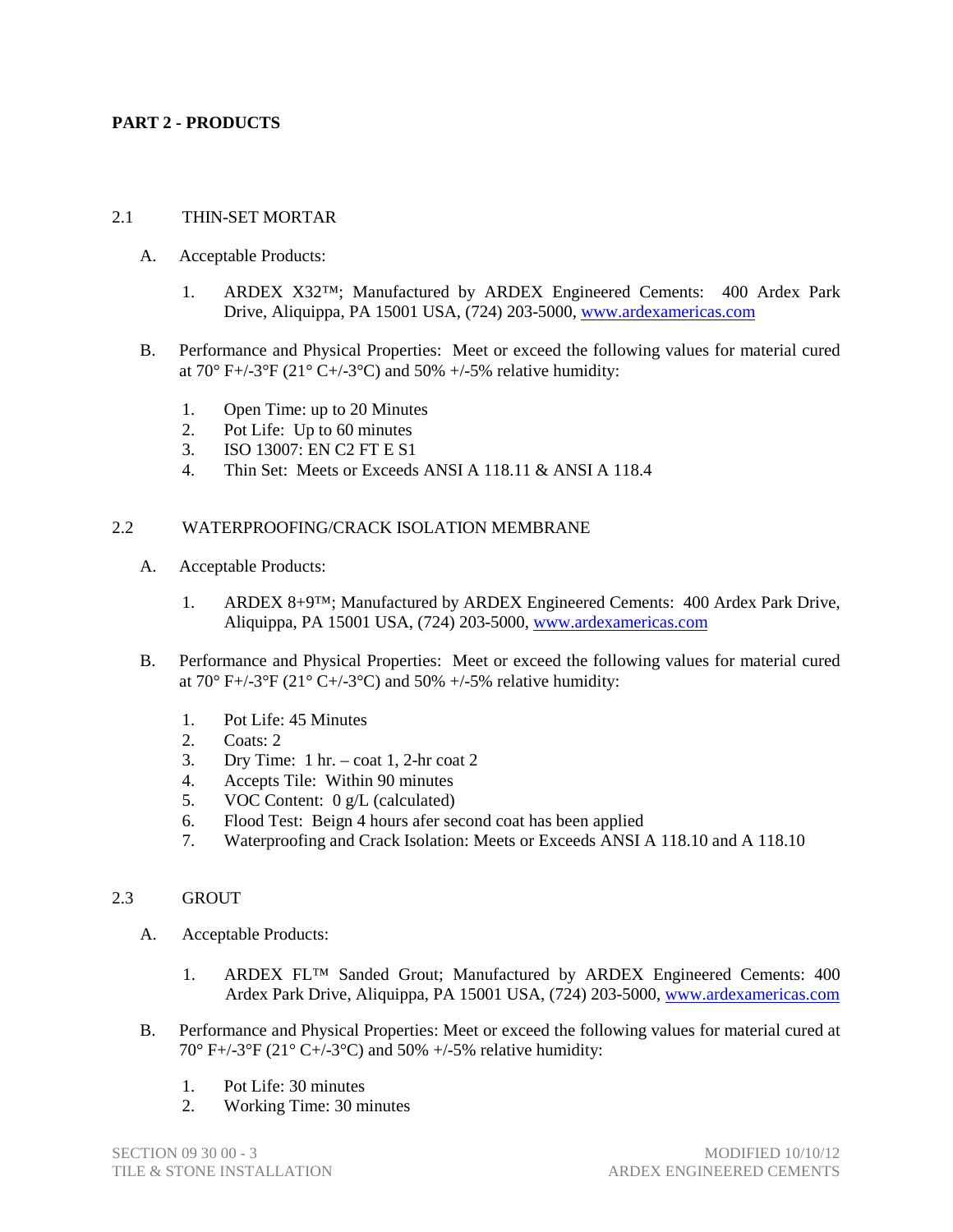## PART 2 - PRODUCTS

### 2.1 THIN-SET MORTAR

A. Acceptable Products:

1. ARDEX X32™; Manufactured by ARDEX Engineered Cements: 400 Ardex Park Drive, Aliquippa, PA 15001 USA, (724) 203-5000, [www.ardexamericas.com](http://www.ardexamericas.com)

B. Performance and Physical Properties: Meet or exceed the following values for material cured at 70° F+/-3°F (21° C+/-3°C) and 50% +/-5% relative humidity:

1. Open Time: up to 20 Minutes
2. Pot Life: Up to 60 minutes
3. ISO 13007: EN C2 FT E S1
4. Thin Set: Meets or Exceeds ANSI A 118.11 & ANSI A 118.4

### 2.2 WATERPROOFING/CRACK ISOLATION MEMBRANE

A. Acceptable Products:

1. ARDEX 8+9™; Manufactured by ARDEX Engineered Cements: 400 Ardex Park Drive, Aliquippa, PA 15001 USA, (724) 203-5000, [www.ardexamericas.com](http://www.ardexamericas.com)

B. Performance and Physical Properties: Meet or exceed the following values for material cured at 70° F+/-3°F (21° C+/-3°C) and 50% +/-5% relative humidity:

1. Pot Life: 45 Minutes
2. Coats: 2
3. Dry Time: 1 hr. – coat 1, 2-hr coat 2
4. Accepts Tile: Within 90 minutes
5. VOC Content: 0 g/L (calculated)
6. Flood Test: Beign 4 hours afer second coat has been applied
7. Waterproofing and Crack Isolation: Meets or Exceeds ANSI A 118.10 and A 118.10

### 2.3 GROUT

A. Acceptable Products:

1. ARDEX FL™ Sanded Grout; Manufactured by ARDEX Engineered Cements: 400 Ardex Park Drive, Aliquippa, PA 15001 USA, (724) 203-5000, [www.ardexamericas.com](http://www.ardexamericas.com)

B. Performance and Physical Properties: Meet or exceed the following values for material cured at 70° F+/-3°F (21° C+/-3°C) and 50% +/-5% relative humidity:

1. Pot Life: 30 minutes
2. Working Time: 30 minutes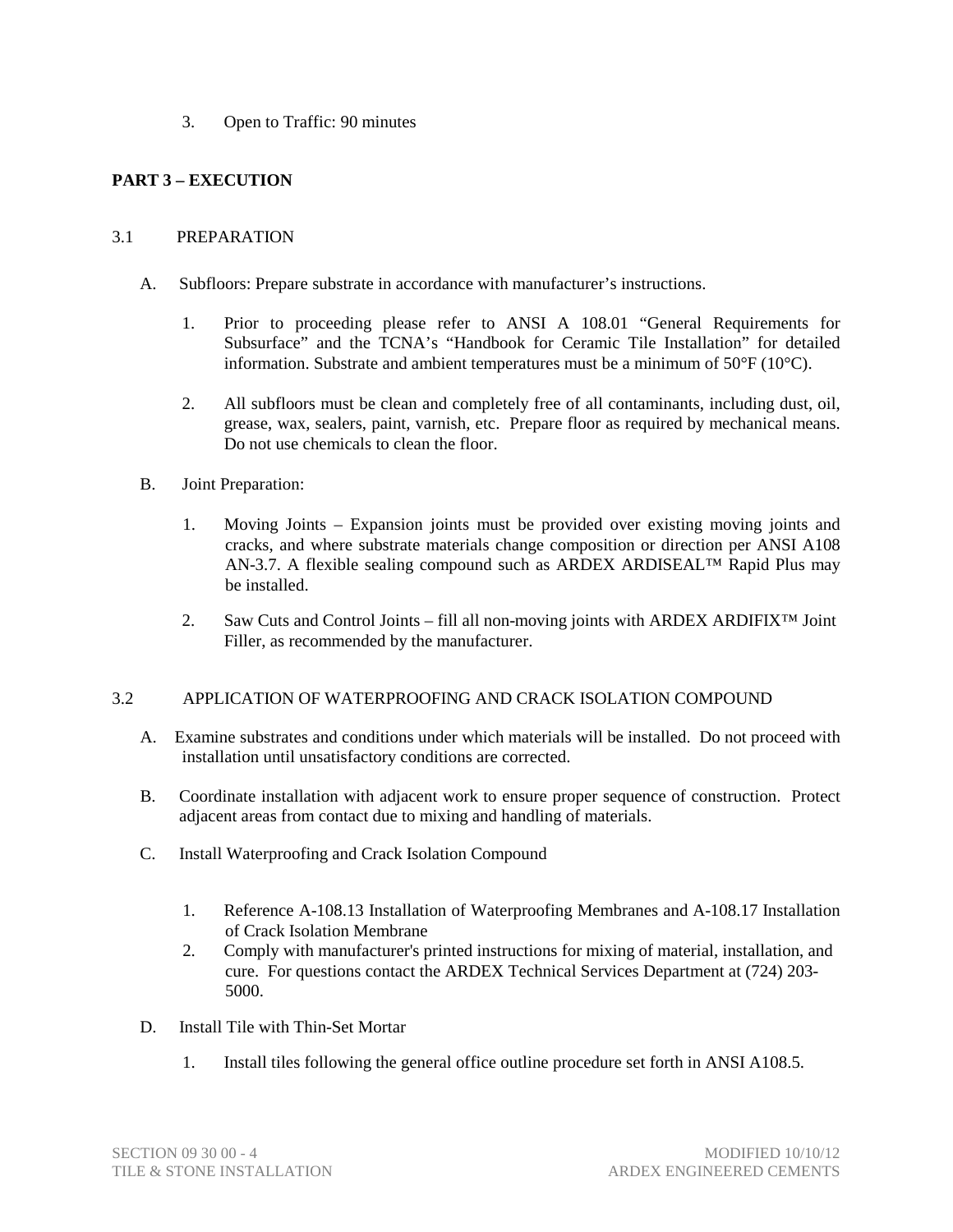3. Open to Traffic: 90 minutes

## PART 3 – EXECUTION

### 3.1 PREPARATION

A. Subfloors: Prepare substrate in accordance with manufacturer's instructions.

1. Prior to proceeding please refer to ANSI A 108.01 "General Requirements for Subsurface" and the TCNA's "Handbook for Ceramic Tile Installation" for detailed information. Substrate and ambient temperatures must be a minimum of 50°F (10°C).

2. All subfloors must be clean and completely free of all contaminants, including dust, oil, grease, wax, sealers, paint, varnish, etc. Prepare floor as required by mechanical means. Do not use chemicals to clean the floor.

B. Joint Preparation:

1. Moving Joints – Expansion joints must be provided over existing moving joints and cracks, and where substrate materials change composition or direction per ANSI A108 AN-3.7. A flexible sealing compound such as ARDEX ARDISEAL™ Rapid Plus may be installed.

2. Saw Cuts and Control Joints – fill all non-moving joints with ARDEX ARDIFIX™ Joint Filler, as recommended by the manufacturer.

### 3.2 APPLICATION OF WATERPROOFING AND CRACK ISOLATION COMPOUND

A. Examine substrates and conditions under which materials will be installed. Do not proceed with installation until unsatisfactory conditions are corrected.

B. Coordinate installation with adjacent work to ensure proper sequence of construction. Protect adjacent areas from contact due to mixing and handling of materials.

C. Install Waterproofing and Crack Isolation Compound

1. Reference A-108.13 Installation of Waterproofing Membranes and A-108.17 Installation of Crack Isolation Membrane
2. Comply with manufacturer's printed instructions for mixing of material, installation, and cure. For questions contact the ARDEX Technical Services Department at (724) 203-5000.

D. Install Tile with Thin-Set Mortar

1. Install tiles following the general office outline procedure set forth in ANSI A108.5.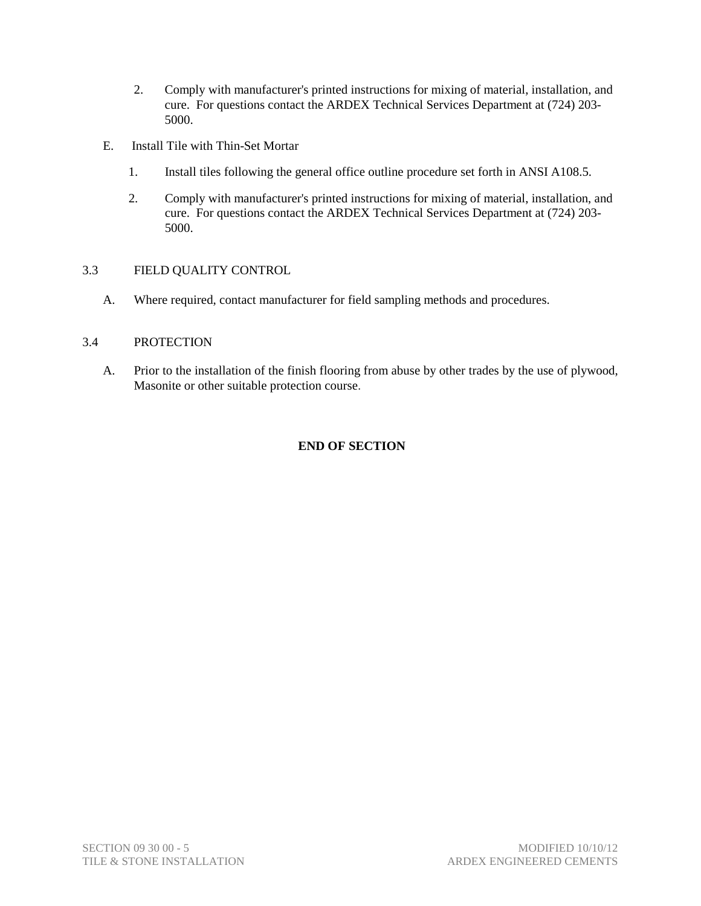2. Comply with manufacturer's printed instructions for mixing of material, installation, and cure. For questions contact the ARDEX Technical Services Department at (724) 203-5000.

E. Install Tile with Thin-Set Mortar

1. Install tiles following the general office outline procedure set forth in ANSI A108.5.

2. Comply with manufacturer's printed instructions for mixing of material, installation, and cure. For questions contact the ARDEX Technical Services Department at (724) 203-5000.

## 3.3 FIELD QUALITY CONTROL

A. Where required, contact manufacturer for field sampling methods and procedures.

## 3.4 PROTECTION

A. Prior to the installation of the finish flooring from abuse by other trades by the use of plywood, Masonite or other suitable protection course.

**END OF SECTION**